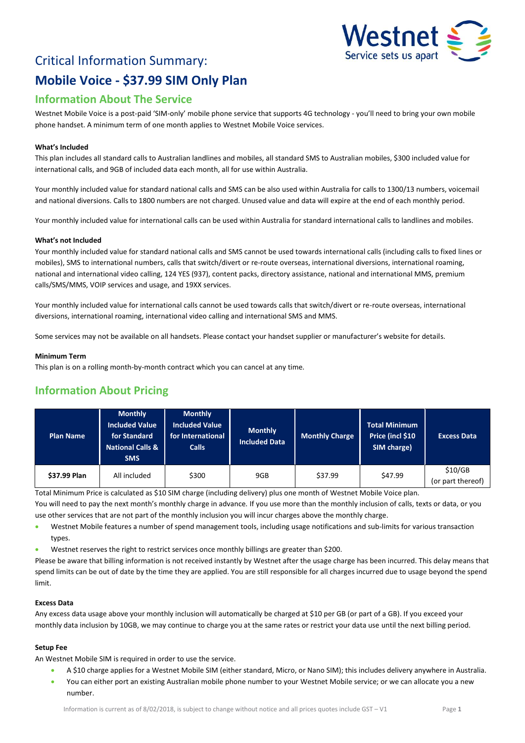# Critical Information Summary:

# Mobile Voice - $37.99 SIM Only Plan

## Information About The Service

Westnet Mobile Voice is a post-paid 'SIM-only' mobile phone service that supports 4G technology - you'll need to bring your own mobile phone handset. A minimum term of one month applies to Westnet Mobile Voice services.

**What's Included**

This plan includes all standard calls to Australian landlines and mobiles, all standard SMS to Australian mobiles, $300 included value for international calls, and 9GB of included data each month, all for use within Australia.

Your monthly included value for standard national calls and SMS can be also used within Australia for calls to 1300/13 numbers, voicemail and national diversions. Calls to 1800 numbers are not charged. Unused value and data will expire at the end of each monthly period.

Your monthly included value for international calls can be used within Australia for standard international calls to landlines and mobiles.

**What's not Included**

Your monthly included value for standard national calls and SMS cannot be used towards international calls (including calls to fixed lines or mobiles), SMS to international numbers, calls that switch/divert or re-route overseas, international diversions, international roaming, national and international video calling, 124 YES (937), content packs, directory assistance, national and international MMS, premium calls/SMS/MMS, VOIP services and usage, and 19XX services.

Your monthly included value for international calls cannot be used towards calls that switch/divert or re-route overseas, international diversions, international roaming, international video calling and international SMS and MMS.

Some services may not be available on all handsets. Please contact your handset supplier or manufacturer's website for details.

**Minimum Term**

This plan is on a rolling month-by-month contract which you can cancel at any time.

## Information About Pricing

| Plan Name | Monthly Included Value for Standard National Calls & SMS | Monthly Included Value for International Calls | Monthly Included Data | Monthly Charge | Total Minimum Price (incl $10 SIM charge) | Excess Data |
|---|---|---|---|---|---|---|
| **$37.99 Plan** | All included | $300 | 9GB | $37.99 | $47.99 | $10/GB (or part thereof) |

Total Minimum Price is calculated as $10 SIM charge (including delivery) plus one month of Westnet Mobile Voice plan.

You will need to pay the next month's monthly charge in advance. If you use more than the monthly inclusion of calls, texts or data, or you use other services that are not part of the monthly inclusion you will incur charges above the monthly charge.

- Westnet Mobile features a number of spend management tools, including usage notifications and sub-limits for various transaction types.
- Westnet reserves the right to restrict services once monthly billings are greater than $200.

Please be aware that billing information is not received instantly by Westnet after the usage charge has been incurred. This delay means that spend limits can be out of date by the time they are applied. You are still responsible for all charges incurred due to usage beyond the spend limit.

**Excess Data**

Any excess data usage above your monthly inclusion will automatically be charged at $10 per GB (or part of a GB). If you exceed your monthly data inclusion by 10GB, we may continue to charge you at the same rates or restrict your data use until the next billing period.

**Setup Fee**

An Westnet Mobile SIM is required in order to use the service.

- A $10 charge applies for a Westnet Mobile SIM (either standard, Micro, or Nano SIM); this includes delivery anywhere in Australia.
- You can either port an existing Australian mobile phone number to your Westnet Mobile service; or we can allocate you a new number.

Information is current as of 8/02/2018, is subject to change without notice and all prices quotes include GST – V1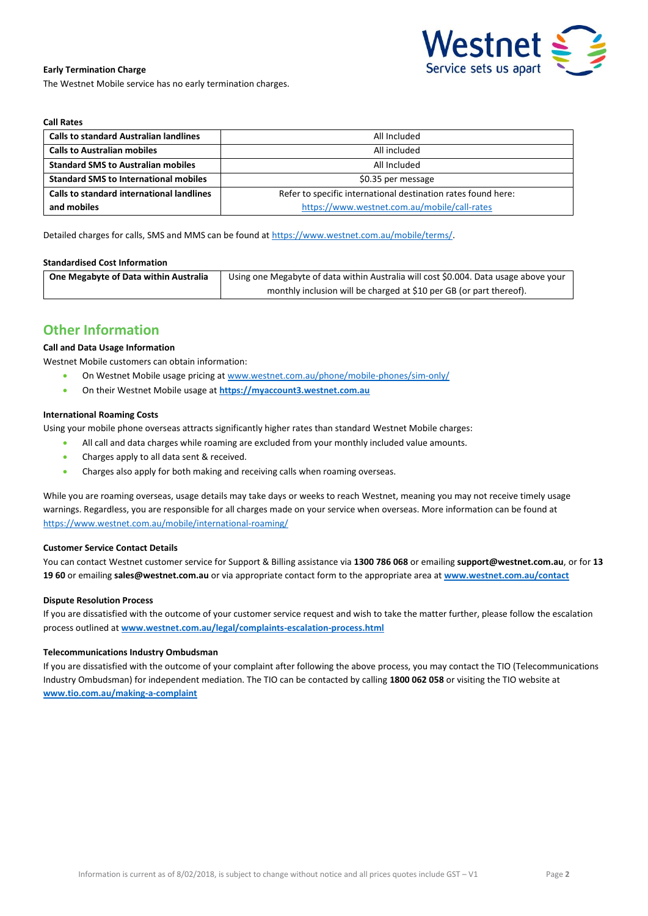**Early Termination Charge**

The Westnet Mobile service has no early termination charges.

**Call Rates**

| | |
|---|---|
| **Calls to standard Australian landlines** | All Included |
| **Calls to Australian mobiles** | All included |
| **Standard SMS to Australian mobiles** | All Included |
| **Standard SMS to International mobiles** | $0.35 per message |
| **Calls to standard international landlines and mobiles** | Refer to specific international destination rates found here: https://www.westnet.com.au/mobile/call-rates |

Detailed charges for calls, SMS and MMS can be found at https://www.westnet.com.au/mobile/terms/.

**Standardised Cost Information**

| | |
|---|---|
| **One Megabyte of Data within Australia** | Using one Megabyte of data within Australia will cost $0.004. Data usage above your monthly inclusion will be charged at $10 per GB (or part thereof). |

## Other Information

**Call and Data Usage Information**

Westnet Mobile customers can obtain information:

- On Westnet Mobile usage pricing at www.westnet.com.au/phone/mobile-phones/sim-only/
- On their Westnet Mobile usage at **https://myaccount3.westnet.com.au**

**International Roaming Costs**

Using your mobile phone overseas attracts significantly higher rates than standard Westnet Mobile charges:

- All call and data charges while roaming are excluded from your monthly included value amounts.
- Charges apply to all data sent & received.
- Charges also apply for both making and receiving calls when roaming overseas.

While you are roaming overseas, usage details may take days or weeks to reach Westnet, meaning you may not receive timely usage warnings. Regardless, you are responsible for all charges made on your service when overseas. More information can be found at https://www.westnet.com.au/mobile/international-roaming/

**Customer Service Contact Details**

You can contact Westnet customer service for Support & Billing assistance via **1300 786 068** or emailing **support@westnet.com.au**, or for **13 19 60** or emailing **sales@westnet.com.au** or via appropriate contact form to the appropriate area at **www.westnet.com.au/contact**

**Dispute Resolution Process**

If you are dissatisfied with the outcome of your customer service request and wish to take the matter further, please follow the escalation process outlined at **www.westnet.com.au/legal/complaints-escalation-process.html**

**Telecommunications Industry Ombudsman**

If you are dissatisfied with the outcome of your complaint after following the above process, you may contact the TIO (Telecommunications Industry Ombudsman) for independent mediation. The TIO can be contacted by calling **1800 062 058** or visiting the TIO website at **www.tio.com.au/making-a-complaint**

Information is current as of 8/02/2018, is subject to change without notice and all prices quotes include GST – V1